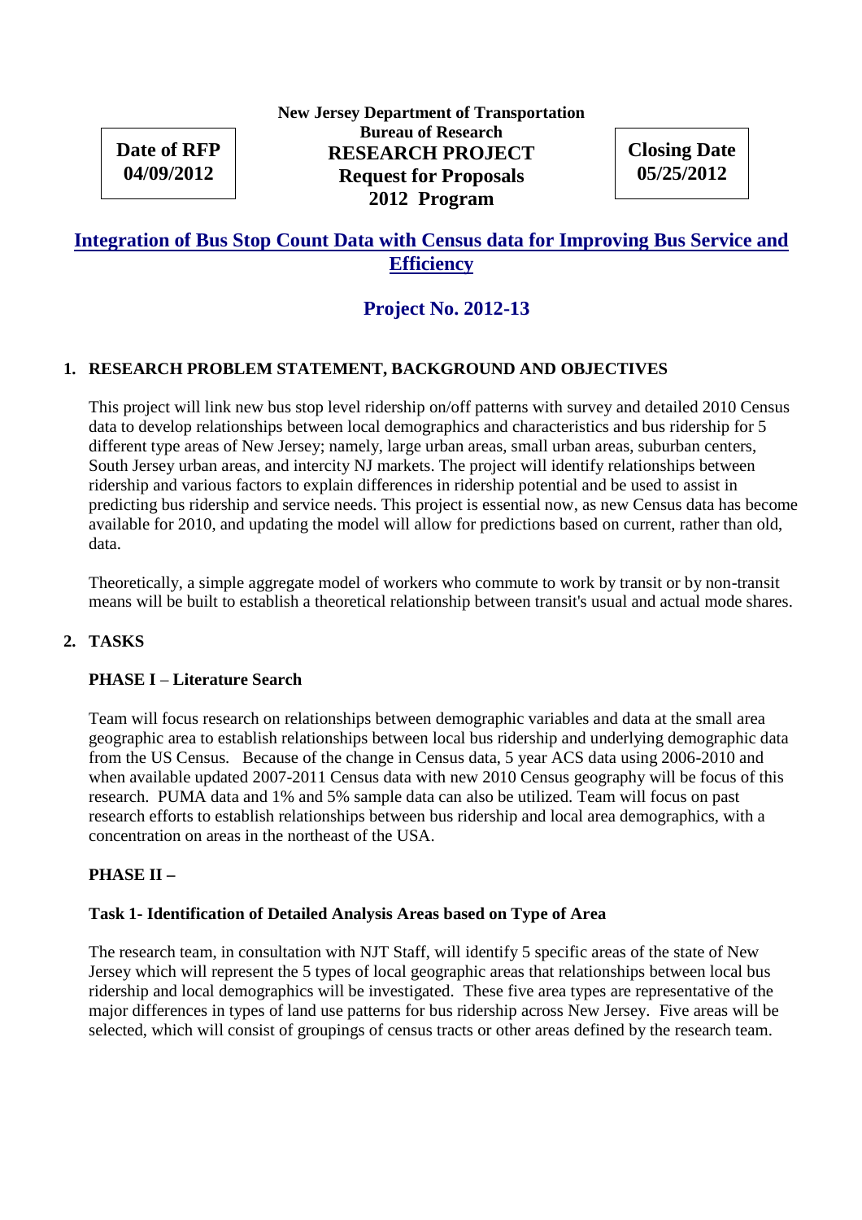**Date of RFP**
**04/09/2012**

**New Jersey Department of Transportation**
**Bureau of Research**
**RESEARCH PROJECT**
**Request for Proposals**
**2012 Program**

**Closing Date**
**05/25/2012**

# Integration of Bus Stop Count Data with Census data for Improving Bus Service and Efficiency

## Project No. 2012-13

### 1. RESEARCH PROBLEM STATEMENT, BACKGROUND AND OBJECTIVES

This project will link new bus stop level ridership on/off patterns with survey and detailed 2010 Census data to develop relationships between local demographics and characteristics and bus ridership for 5 different type areas of New Jersey; namely, large urban areas, small urban areas, suburban centers, South Jersey urban areas, and intercity NJ markets. The project will identify relationships between ridership and various factors to explain differences in ridership potential and be used to assist in predicting bus ridership and service needs. This project is essential now, as new Census data has become available for 2010, and updating the model will allow for predictions based on current, rather than old, data.

Theoretically, a simple aggregate model of workers who commute to work by transit or by non-transit means will be built to establish a theoretical relationship between transit's usual and actual mode shares.

### 2. TASKS

#### PHASE I – Literature Search

Team will focus research on relationships between demographic variables and data at the small area geographic area to establish relationships between local bus ridership and underlying demographic data from the US Census. Because of the change in Census data, 5 year ACS data using 2006-2010 and when available updated 2007-2011 Census data with new 2010 Census geography will be focus of this research. PUMA data and 1% and 5% sample data can also be utilized. Team will focus on past research efforts to establish relationships between bus ridership and local area demographics, with a concentration on areas in the northeast of the USA.

#### PHASE II –

**Task 1- Identification of Detailed Analysis Areas based on Type of Area**

The research team, in consultation with NJT Staff, will identify 5 specific areas of the state of New Jersey which will represent the 5 types of local geographic areas that relationships between local bus ridership and local demographics will be investigated. These five area types are representative of the major differences in types of land use patterns for bus ridership across New Jersey. Five areas will be selected, which will consist of groupings of census tracts or other areas defined by the research team.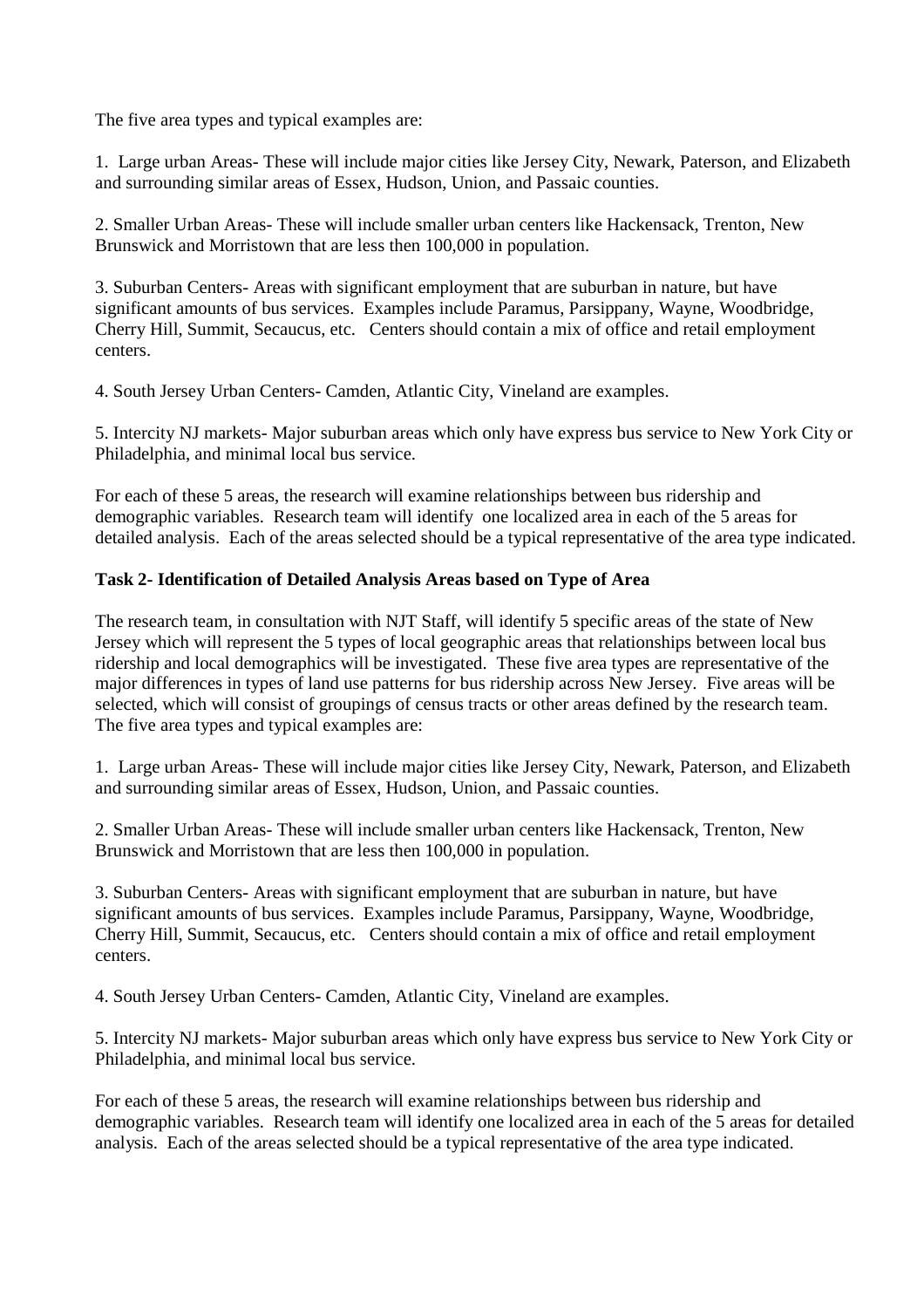The five area types and typical examples are:

1. Large urban Areas- These will include major cities like Jersey City, Newark, Paterson, and Elizabeth and surrounding similar areas of Essex, Hudson, Union, and Passaic counties.

2. Smaller Urban Areas- These will include smaller urban centers like Hackensack, Trenton, New Brunswick and Morristown that are less then 100,000 in population.

3. Suburban Centers- Areas with significant employment that are suburban in nature, but have significant amounts of bus services. Examples include Paramus, Parsippany, Wayne, Woodbridge, Cherry Hill, Summit, Secaucus, etc. Centers should contain a mix of office and retail employment centers.

4. South Jersey Urban Centers- Camden, Atlantic City, Vineland are examples.

5. Intercity NJ markets- Major suburban areas which only have express bus service to New York City or Philadelphia, and minimal local bus service.

For each of these 5 areas, the research will examine relationships between bus ridership and demographic variables. Research team will identify one localized area in each of the 5 areas for detailed analysis. Each of the areas selected should be a typical representative of the area type indicated.

**Task 2- Identification of Detailed Analysis Areas based on Type of Area**

The research team, in consultation with NJT Staff, will identify 5 specific areas of the state of New Jersey which will represent the 5 types of local geographic areas that relationships between local bus ridership and local demographics will be investigated. These five area types are representative of the major differences in types of land use patterns for bus ridership across New Jersey. Five areas will be selected, which will consist of groupings of census tracts or other areas defined by the research team. The five area types and typical examples are:

1. Large urban Areas- These will include major cities like Jersey City, Newark, Paterson, and Elizabeth and surrounding similar areas of Essex, Hudson, Union, and Passaic counties.

2. Smaller Urban Areas- These will include smaller urban centers like Hackensack, Trenton, New Brunswick and Morristown that are less then 100,000 in population.

3. Suburban Centers- Areas with significant employment that are suburban in nature, but have significant amounts of bus services. Examples include Paramus, Parsippany, Wayne, Woodbridge, Cherry Hill, Summit, Secaucus, etc. Centers should contain a mix of office and retail employment centers.

4. South Jersey Urban Centers- Camden, Atlantic City, Vineland are examples.

5. Intercity NJ markets- Major suburban areas which only have express bus service to New York City or Philadelphia, and minimal local bus service.

For each of these 5 areas, the research will examine relationships between bus ridership and demographic variables. Research team will identify one localized area in each of the 5 areas for detailed analysis. Each of the areas selected should be a typical representative of the area type indicated.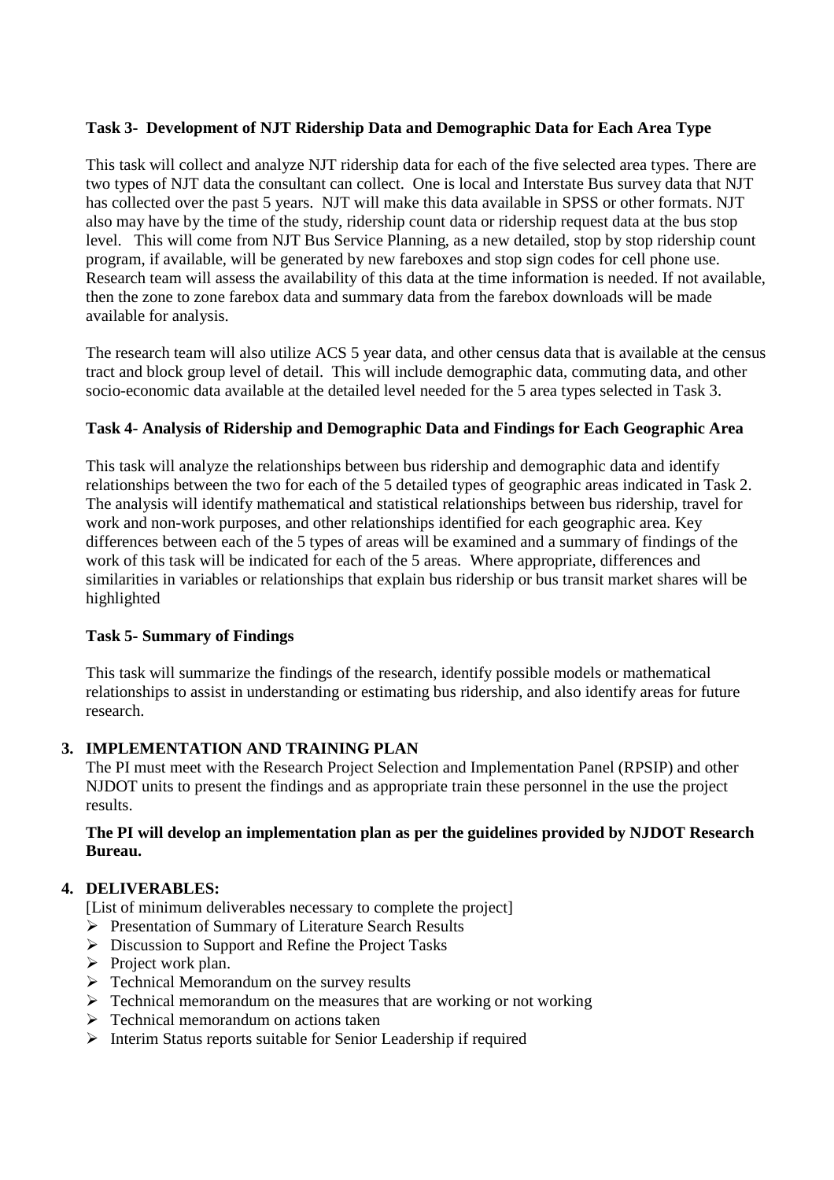**Task 3- Development of NJT Ridership Data and Demographic Data for Each Area Type**

This task will collect and analyze NJT ridership data for each of the five selected area types. There are two types of NJT data the consultant can collect. One is local and Interstate Bus survey data that NJT has collected over the past 5 years. NJT will make this data available in SPSS or other formats. NJT also may have by the time of the study, ridership count data or ridership request data at the bus stop level. This will come from NJT Bus Service Planning, as a new detailed, stop by stop ridership count program, if available, will be generated by new fareboxes and stop sign codes for cell phone use. Research team will assess the availability of this data at the time information is needed. If not available, then the zone to zone farebox data and summary data from the farebox downloads will be made available for analysis.

The research team will also utilize ACS 5 year data, and other census data that is available at the census tract and block group level of detail. This will include demographic data, commuting data, and other socio-economic data available at the detailed level needed for the 5 area types selected in Task 3.

**Task 4- Analysis of Ridership and Demographic Data and Findings for Each Geographic Area**

This task will analyze the relationships between bus ridership and demographic data and identify relationships between the two for each of the 5 detailed types of geographic areas indicated in Task 2. The analysis will identify mathematical and statistical relationships between bus ridership, travel for work and non-work purposes, and other relationships identified for each geographic area. Key differences between each of the 5 types of areas will be examined and a summary of findings of the work of this task will be indicated for each of the 5 areas. Where appropriate, differences and similarities in variables or relationships that explain bus ridership or bus transit market shares will be highlighted

**Task 5- Summary of Findings**

This task will summarize the findings of the research, identify possible models or mathematical relationships to assist in understanding or estimating bus ridership, and also identify areas for future research.

## 3. IMPLEMENTATION AND TRAINING PLAN

The PI must meet with the Research Project Selection and Implementation Panel (RPSIP) and other NJDOT units to present the findings and as appropriate train these personnel in the use the project results.

**The PI will develop an implementation plan as per the guidelines provided by NJDOT Research Bureau.**

## 4. DELIVERABLES:

[List of minimum deliverables necessary to complete the project]

- Presentation of Summary of Literature Search Results
- Discussion to Support and Refine the Project Tasks
- Project work plan.
- Technical Memorandum on the survey results
- Technical memorandum on the measures that are working or not working
- Technical memorandum on actions taken
- Interim Status reports suitable for Senior Leadership if required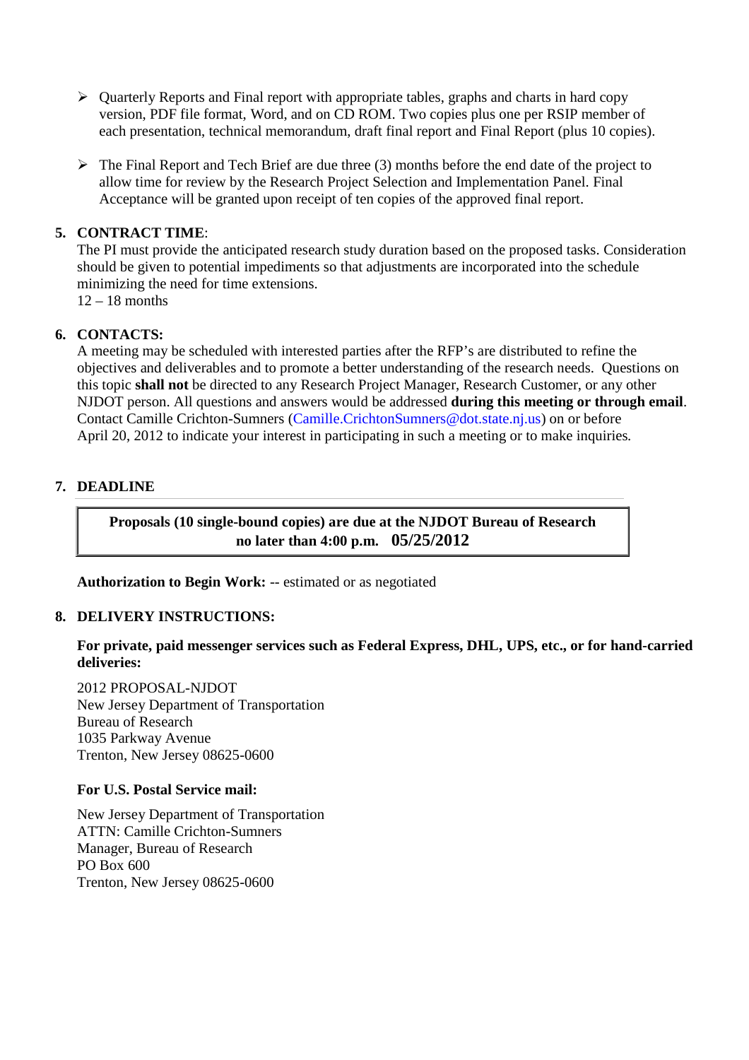- Quarterly Reports and Final report with appropriate tables, graphs and charts in hard copy version, PDF file format, Word, and on CD ROM. Two copies plus one per RSIP member of each presentation, technical memorandum, draft final report and Final Report (plus 10 copies).

- The Final Report and Tech Brief are due three (3) months before the end date of the project to allow time for review by the Research Project Selection and Implementation Panel. Final Acceptance will be granted upon receipt of ten copies of the approved final report.

**5. CONTRACT TIME**:

The PI must provide the anticipated research study duration based on the proposed tasks. Consideration should be given to potential impediments so that adjustments are incorporated into the schedule minimizing the need for time extensions.
12 – 18 months

**6. CONTACTS:**

A meeting may be scheduled with interested parties after the RFP's are distributed to refine the objectives and deliverables and to promote a better understanding of the research needs. Questions on this topic **shall not** be directed to any Research Project Manager, Research Customer, or any other NJDOT person. All questions and answers would be addressed **during this meeting or through email**. Contact Camille Crichton-Sumners (Camille.CrichtonSumners@dot.state.nj.us) on or before April 20, 2012 to indicate your interest in participating in such a meeting or to make inquiries.

**7. DEADLINE**

**Proposals (10 single-bound copies) are due at the NJDOT Bureau of Research no later than 4:00 p.m. 05/25/2012**

**Authorization to Begin Work:** -- estimated or as negotiated

**8. DELIVERY INSTRUCTIONS:**

**For private, paid messenger services such as Federal Express, DHL, UPS, etc., or for hand-carried deliveries:**

2012 PROPOSAL-NJDOT
New Jersey Department of Transportation
Bureau of Research
1035 Parkway Avenue
Trenton, New Jersey 08625-0600

**For U.S. Postal Service mail:**

New Jersey Department of Transportation
ATTN: Camille Crichton-Sumners
Manager, Bureau of Research
PO Box 600
Trenton, New Jersey 08625-0600